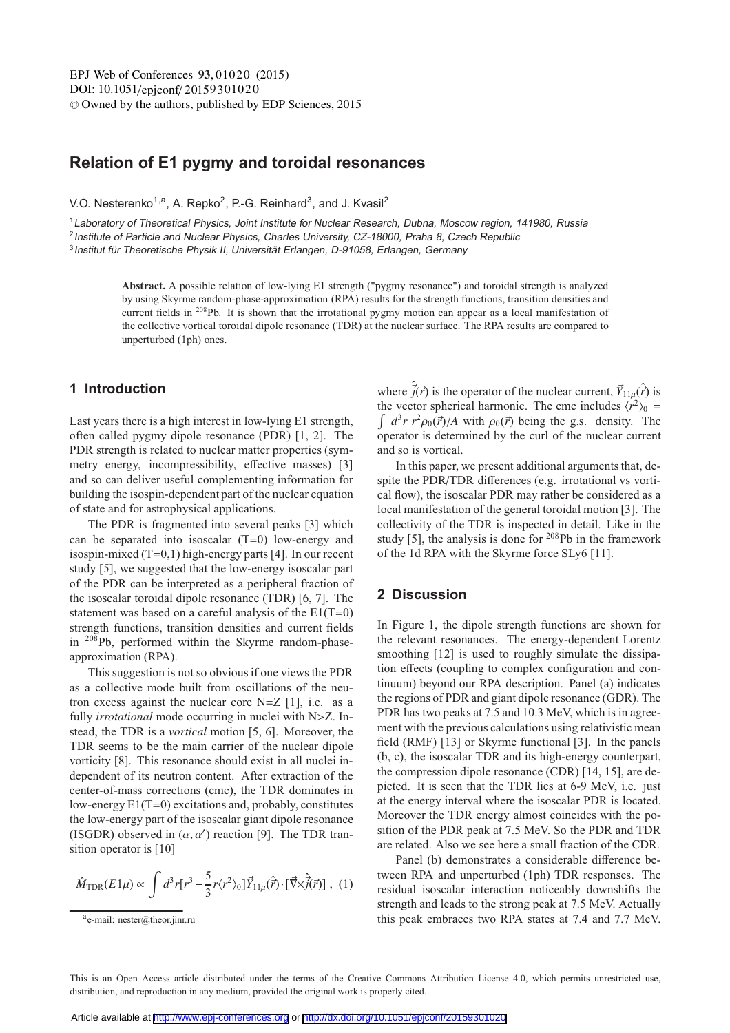# Relation of E1 pygmy and toroidal resonances

V.O. Nesterenko[1,a], A. Repko[2], P.-G. Reinhard[3], and J. Kvasil[2]

[1] *Laboratory of Theoretical Physics, Joint Institute for Nuclear Research, Dubna, Moscow region, 141980, Russia*
[2] *Institute of Particle and Nuclear Physics, Charles University, CZ-18000, Praha 8, Czech Republic*
[3] *Institut für Theoretische Physik II, Universität Erlangen, D-91058, Erlangen, Germany*

**Abstract.** A possible relation of low-lying E1 strength ("pygmy resonance") and toroidal strength is analyzed by using Skyrme random-phase-approximation (RPA) results for the strength functions, transition densities and current fields in $^{208}$Pb. It is shown that the irrotational pygmy motion can appear as a local manifestation of the collective vortical toroidal dipole resonance (TDR) at the nuclear surface. The RPA results are compared to unperturbed (1ph) ones.

## 1 Introduction

Last years there is a high interest in low-lying E1 strength, often called pygmy dipole resonance (PDR) [1, 2]. The PDR strength is related to nuclear matter properties (symmetry energy, incompressibility, effective masses) [3] and so can deliver useful complementing information for building the isospin-dependent part of the nuclear equation of state and for astrophysical applications.

The PDR is fragmented into several peaks [3] which can be separated into isoscalar (T=0) low-energy and isospin-mixed (T=0,1) high-energy parts [4]. In our recent study [5], we suggested that the low-energy isoscalar part of the PDR can be interpreted as a peripheral fraction of the isoscalar toroidal dipole resonance (TDR) [6, 7]. The statement was based on a careful analysis of the E1(T=0) strength functions, transition densities and current fields in $^{208}$Pb, performed within the Skyrme random-phase-approximation (RPA).

This suggestion is not so obvious if one views the PDR as a collective mode built from oscillations of the neutron excess against the nuclear core N=Z [1], i.e. as a fully *irrotational* mode occurring in nuclei with N>Z. Instead, the TDR is a *vortical* motion [5, 6]. Moreover, the TDR seems to be the main carrier of the nuclear dipole vorticity [8]. This resonance should exist in all nuclei independent of its neutron content. After extraction of the center-of-mass corrections (cmc), the TDR dominates in low-energy E1(T=0) excitations and, probably, constitutes the low-energy part of the isoscalar giant dipole resonance (ISGDR) observed in $(\alpha, \alpha')$ reaction [9]. The TDR transition operator is [10]

$$\hat{M}_{\mathrm{TDR}}(E1\mu) \propto \int d^3r [r^3 - \frac{5}{3} r \langle r^2 \rangle_0] \vec{Y}_{11\mu}(\hat{\vec{r}}) \cdot [\vec{\nabla} \times \hat{\vec{j}}(\vec{r})] , \quad (1)$$

where $\hat{\vec{j}}(\vec{r})$ is the operator of the nuclear current, $\vec{Y}_{11\mu}(\hat{\vec{r}})$ is the vector spherical harmonic. The cmc includes $\langle r^2 \rangle_0 = \int d^3r \; r^2 \rho_0(\vec{r})/A$ with $\rho_0(\vec{r})$ being the g.s. density. The operator is determined by the curl of the nuclear current and so is vortical.

In this paper, we present additional arguments that, despite the PDR/TDR differences (e.g. irrotational vs vortical flow), the isoscalar PDR may rather be considered as a local manifestation of the general toroidal motion [3]. The collectivity of the TDR is inspected in detail. Like in the study [5], the analysis is done for $^{208}$Pb in the framework of the 1d RPA with the Skyrme force SLy6 [11].

## 2 Discussion

In Figure 1, the dipole strength functions are shown for the relevant resonances. The energy-dependent Lorentz smoothing [12] is used to roughly simulate the dissipation effects (coupling to complex configuration and continuum) beyond our RPA description. Panel (a) indicates the regions of PDR and giant dipole resonance (GDR). The PDR has two peaks at 7.5 and 10.3 MeV, which is in agreement with the previous calculations using relativistic mean field (RMF) [13] or Skyrme functional [3]. In the panels (b, c), the isoscalar TDR and its high-energy counterpart, the compression dipole resonance (CDR) [14, 15], are depicted. It is seen that the TDR lies at 6-9 MeV, i.e. just at the energy interval where the isoscalar PDR is located. Moreover the TDR energy almost coincides with the position of the PDR peak at 7.5 MeV. So the PDR and TDR are related. Also we see here a small fraction of the CDR.

Panel (b) demonstrates a considerable difference between RPA and unperturbed (1ph) TDR responses. The residual isoscalar interaction noticeably downshifts the strength and leads to the strong peak at 7.5 MeV. Actually this peak embraces two RPA states at 7.4 and 7.7 MeV.

[a] e-mail: nester@theor.jinr.ru

This is an Open Access article distributed under the terms of the Creative Commons Attribution License 4.0, which permits unrestricted use, distribution, and reproduction in any medium, provided the original work is properly cited.

Article available at http://www.epj-conferences.org or http://dx.doi.org/10.1051/epjconf/20159301020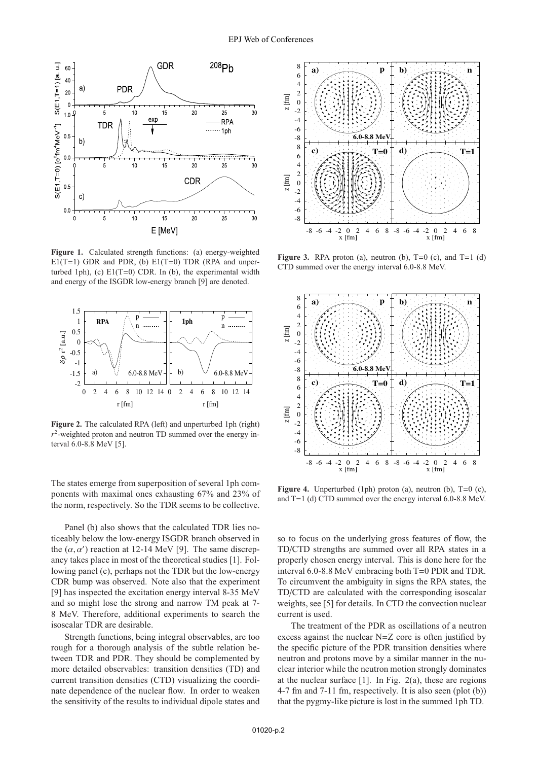**Figure 1.** Calculated strength functions: (a) energy-weighted E1(T=1) GDR and PDR, (b) E1(T=0) TDR (RPA and unperturbed 1ph), (c) E1(T=0) CDR. In (b), the experimental width and energy of the ISGDR low-energy branch [9] are denoted.

**Figure 2.** The calculated RPA (left) and unperturbed 1ph (right) $r^2$-weighted proton and neutron TD summed over the energy interval 6.0-8.8 MeV [5].

The states emerge from superposition of several 1ph components with maximal ones exhausting 67% and 23% of the norm, respectively. So the TDR seems to be collective.

Panel (b) also shows that the calculated TDR lies noticeably below the low-energy ISGDR branch observed in the $(\alpha, \alpha')$ reaction at 12-14 MeV [9]. The same discrepancy takes place in most of the theoretical studies [1]. Following panel (c), perhaps not the TDR but the low-energy CDR bump was observed. Note also that the experiment [9] has inspected the excitation energy interval 8-35 MeV and so might lose the strong and narrow TM peak at 7-8 MeV. Therefore, additional experiments to search the isoscalar TDR are desirable.

Strength functions, being integral observables, are too rough for a thorough analysis of the subtle relation between TDR and PDR. They should be complemented by more detailed observables: transition densities (TD) and current transition densities (CTD) visualizing the coordinate dependence of the nuclear flow. In order to weaken the sensitivity of the results to individual dipole states and so to focus on the underlying gross features of flow, the TD/CTD strengths are summed over all RPA states in a properly chosen energy interval. This is done here for the interval 6.0-8.8 MeV embracing both T=0 PDR and TDR. To circumvent the ambiguity in signs the RPA states, the TD/CTD are calculated with the corresponding isoscalar weights, see [5] for details. In CTD the convection nuclear current is used.

**Figure 3.** RPA proton (a), neutron (b), T=0 (c), and T=1 (d) CTD summed over the energy interval 6.0-8.8 MeV.

**Figure 4.** Unperturbed (1ph) proton (a), neutron (b), T=0 (c), and T=1 (d) CTD summed over the energy interval 6.0-8.8 MeV.

The treatment of the PDR as oscillations of a neutron excess against the nuclear N=Z core is often justified by the specific picture of the PDR transition densities where neutron and protons move by a similar manner in the nuclear interior while the neutron motion strongly dominates at the nuclear surface [1]. In Fig. 2(a), these are regions 4-7 fm and 7-11 fm, respectively. It is also seen (plot (b)) that the pygmy-like picture is lost in the summed 1ph TD.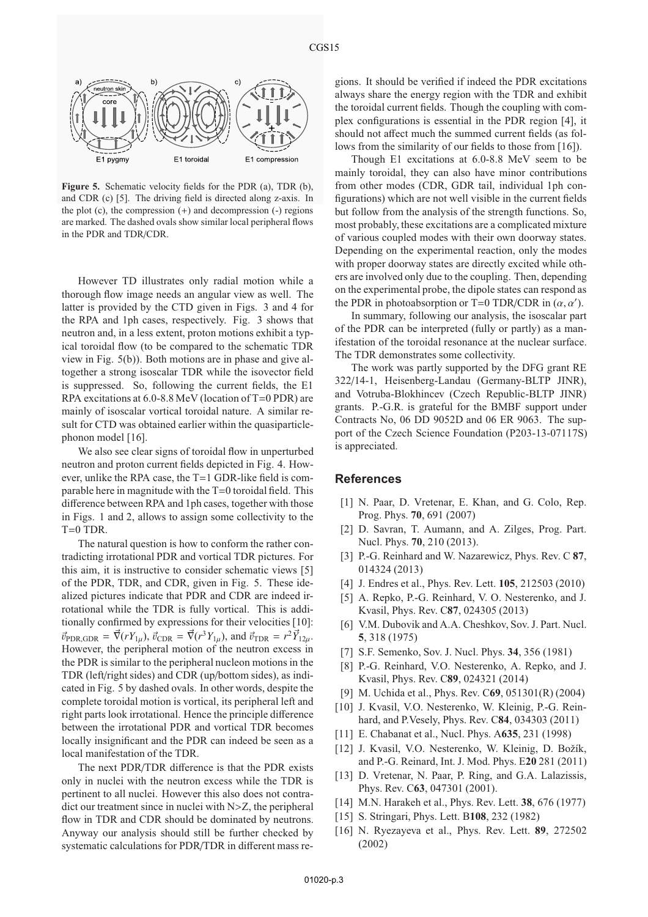a) neutron skin core

b)

c)

E1 pygmy

E1 toroidal

E1 compression

**Figure 5.** Schematic velocity fields for the PDR (a), TDR (b), and CDR (c) [5]. The driving field is directed along z-axis. In the plot (c), the compression (+) and decompression (-) regions are marked. The dashed ovals show similar local peripheral flows in the PDR and TDR/CDR.

However TD illustrates only radial motion while a thorough flow image needs an angular view as well. The latter is provided by the CTD given in Figs. 3 and 4 for the RPA and 1ph cases, respectively. Fig. 3 shows that neutron and, in a less extent, proton motions exhibit a typical toroidal flow (to be compared to the schematic TDR view in Fig. 5(b)). Both motions are in phase and give altogether a strong isoscalar TDR while the isovector field is suppressed. So, following the current fields, the E1 RPA excitations at 6.0-8.8 MeV (location of T=0 PDR) are mainly of isoscalar vortical toroidal nature. A similar result for CTD was obtained earlier within the quasiparticle-phonon model [16].

We also see clear signs of toroidal flow in unperturbed neutron and proton current fields depicted in Fig. 4. However, unlike the RPA case, the T=1 GDR-like field is comparable here in magnitude with the T=0 toroidal field. This difference between RPA and 1ph cases, together with those in Figs. 1 and 2, allows to assign some collectivity to the T=0 TDR.

The natural question is how to conform the rather contradicting irrotational PDR and vortical TDR pictures. For this aim, it is instructive to consider schematic views [5] of the PDR, TDR, and CDR, given in Fig. 5. These idealized pictures indicate that PDR and CDR are indeed irrotational while the TDR is fully vortical. This is additionally confirmed by expressions for their velocities [10]: $\vec{v}_{\rm PDR,GDR} = \vec{\nabla}(rY_{1\mu})$, $\vec{v}_{\rm CDR} = \vec{\nabla}(r^3 Y_{1\mu})$, and $\vec{v}_{\rm TDR} = r^2 \vec{Y}_{12\mu}$. However, the peripheral motion of the neutron excess in the PDR is similar to the peripheral nucleon motions in the TDR (left/right sides) and CDR (up/bottom sides), as indicated in Fig. 5 by dashed ovals. In other words, despite the complete toroidal motion is vortical, its peripheral left and right parts look irrotational. Hence the principle difference between the irrotational PDR and vortical TDR becomes locally insignificant and the PDR can indeed be seen as a local manifestation of the TDR.

The next PDR/TDR difference is that the PDR exists only in nuclei with the neutron excess while the TDR is pertinent to all nuclei. However this also does not contradict our treatment since in nuclei with N>Z, the peripheral flow in TDR and CDR should be dominated by neutrons. Anyway our analysis should still be further checked by systematic calculations for PDR/TDR in different mass regions. It should be verified if indeed the PDR excitations always share the energy region with the TDR and exhibit the toroidal current fields. Though the coupling with complex configurations is essential in the PDR region [4], it should not affect much the summed current fields (as follows from the similarity of our fields to those from [16]).

Though E1 excitations at 6.0-8.8 MeV seem to be mainly toroidal, they can also have minor contributions from other modes (CDR, GDR tail, individual 1ph configurations) which are not well visible in the current fields but follow from the analysis of the strength functions. So, most probably, these excitations are a complicated mixture of various coupled modes with their own doorway states. Depending on the experimental reaction, only the modes with proper doorway states are directly excited while others are involved only due to the coupling. Then, depending on the experimental probe, the dipole states can respond as the PDR in photoabsorption or T=0 TDR/CDR in $(\alpha, \alpha')$.

In summary, following our analysis, the isoscalar part of the PDR can be interpreted (fully or partly) as a manifestation of the toroidal resonance at the nuclear surface. The TDR demonstrates some collectivity.

The work was partly supported by the DFG grant RE 322/14-1, Heisenberg-Landau (Germany-BLTP JINR), and Votruba-Blokhincev (Czech Republic-BLTP JINR) grants. P.-G.R. is grateful for the BMBF support under Contracts No, 06 DD 9052D and 06 ER 9063. The support of the Czech Science Foundation (P203-13-07117S) is appreciated.

## References

[1] N. Paar, D. Vretenar, E. Khan, and G. Colo, Rep. Prog. Phys. **70**, 691 (2007)

[2] D. Savran, T. Aumann, and A. Zilges, Prog. Part. Nucl. Phys. **70**, 210 (2013).

[3] P.-G. Reinhard and W. Nazarewicz, Phys. Rev. C **87**, 014324 (2013)

[4] J. Endres et al., Phys. Rev. Lett. **105**, 212503 (2010)

[5] A. Repko, P.-G. Reinhard, V. O. Nesterenko, and J. Kvasil, Phys. Rev. C**87**, 024305 (2013)

[6] V.M. Dubovik and A.A. Cheshkov, Sov. J. Part. Nucl. **5**, 318 (1975)

[7] S.F. Semenko, Sov. J. Nucl. Phys. **34**, 356 (1981)

[8] P.-G. Reinhard, V.O. Nesterenko, A. Repko, and J. Kvasil, Phys. Rev. C**89**, 024321 (2014)

[9] M. Uchida et al., Phys. Rev. C**69**, 051301(R) (2004)

[10] J. Kvasil, V.O. Nesterenko, W. Kleinig, P.-G. Reinhard, and P.Vesely, Phys. Rev. C**84**, 034303 (2011)

[11] E. Chabanat et al., Nucl. Phys. A**635**, 231 (1998)

[12] J. Kvasil, V.O. Nesterenko, W. Kleinig, D. Božík, and P.-G. Reinard, Int. J. Mod. Phys. E**20** 281 (2011)

[13] D. Vretenar, N. Paar, P. Ring, and G.A. Lalazissis, Phys. Rev. C**63**, 047301 (2001).

[14] M.N. Harakeh et al., Phys. Rev. Lett. **38**, 676 (1977)

[15] S. Stringari, Phys. Lett. B**108**, 232 (1982)

[16] N. Ryezayeva et al., Phys. Rev. Lett. **89**, 272502 (2002)